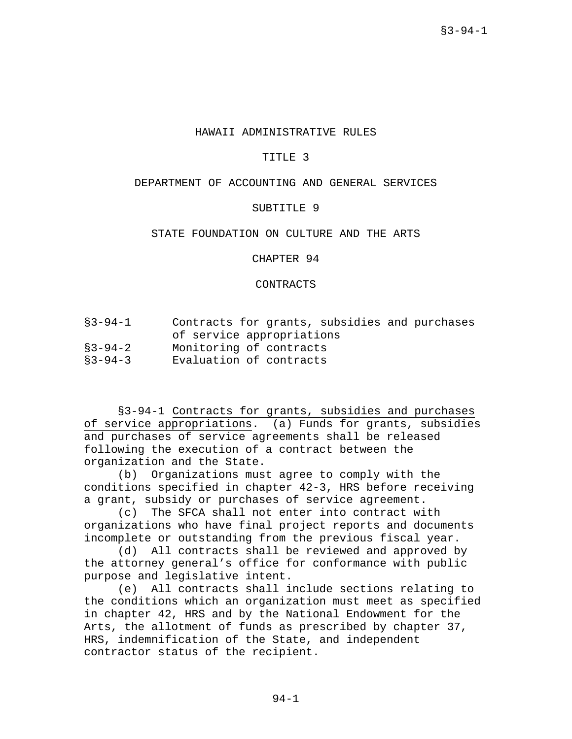# HAWAII ADMINISTRATIVE RULES

## TITLE 3

## DEPARTMENT OF ACCOUNTING AND GENERAL SERVICES

## SUBTITLE 9

## STATE FOUNDATION ON CULTURE AND THE ARTS

## CHAPTER 94

## CONTRACTS

| | |
|---|---|
| §3-94-1 | Contracts for grants, subsidies and purchases of service appropriations |
| §3-94-2 | Monitoring of contracts |
| §3-94-3 | Evaluation of contracts |

§3-94-1 Contracts for grants, subsidies and purchases of service appropriations. (a) Funds for grants, subsidies and purchases of service agreements shall be released following the execution of a contract between the organization and the State.

(b) Organizations must agree to comply with the conditions specified in chapter 42-3, HRS before receiving a grant, subsidy or purchases of service agreement.

(c) The SFCA shall not enter into contract with organizations who have final project reports and documents incomplete or outstanding from the previous fiscal year.

(d) All contracts shall be reviewed and approved by the attorney general's office for conformance with public purpose and legislative intent.

(e) All contracts shall include sections relating to the conditions which an organization must meet as specified in chapter 42, HRS and by the National Endowment for the Arts, the allotment of funds as prescribed by chapter 37, HRS, indemnification of the State, and independent contractor status of the recipient.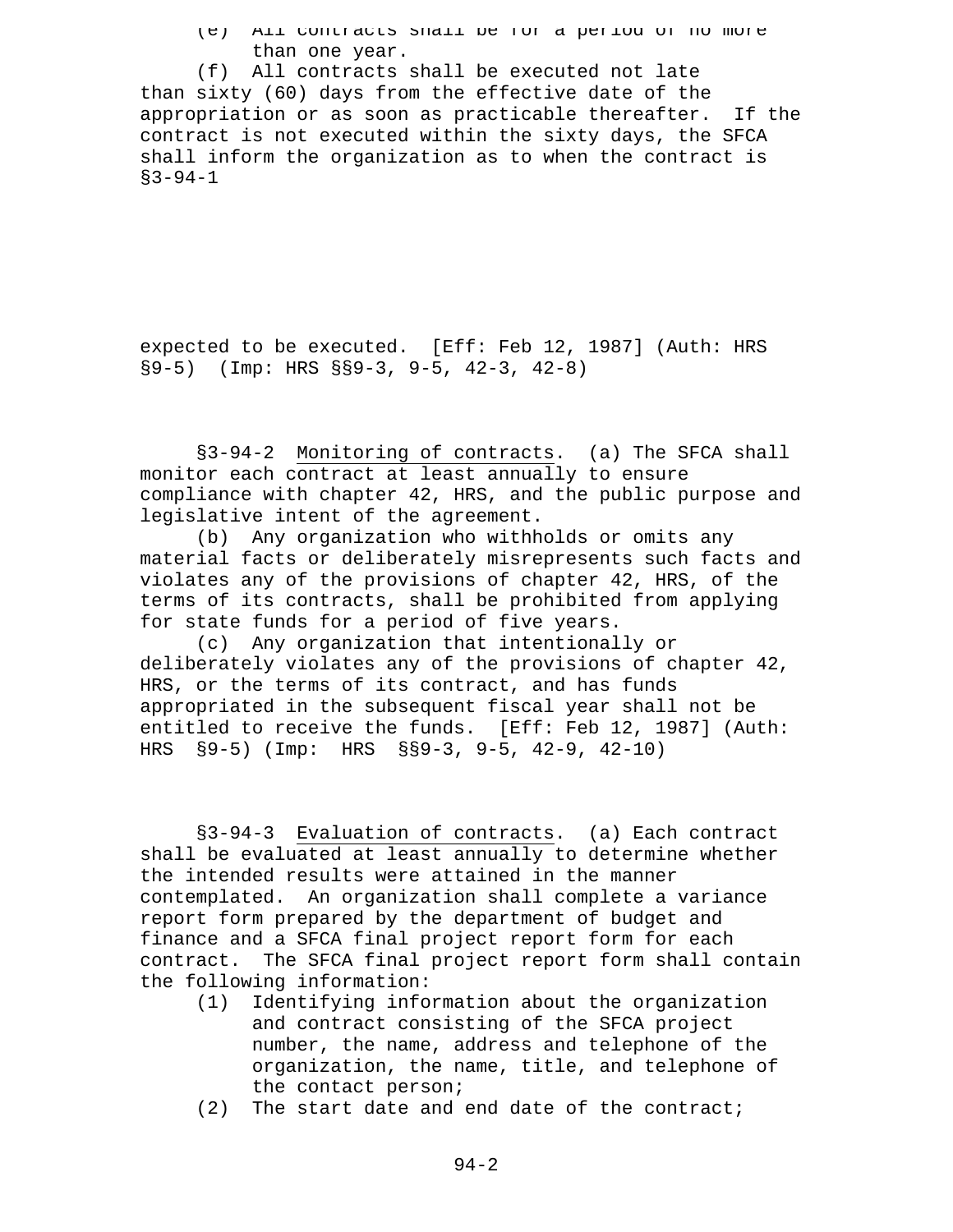(e) All contracts shall be for a period of no more than one year.

(f) All contracts shall be executed not late than sixty (60) days from the effective date of the appropriation or as soon as practicable thereafter. If the contract is not executed within the sixty days, the SFCA shall inform the organization as to when the contract is expected to be executed. [Eff: Feb 12, 1987] (Auth: HRS §9-5) (Imp: HRS §§9-3, 9-5, 42-3, 42-8)

§3-94-2 Monitoring of contracts. (a) The SFCA shall monitor each contract at least annually to ensure compliance with chapter 42, HRS, and the public purpose and legislative intent of the agreement.

(b) Any organization who withholds or omits any material facts or deliberately misrepresents such facts and violates any of the provisions of chapter 42, HRS, of the terms of its contracts, shall be prohibited from applying for state funds for a period of five years.

(c) Any organization that intentionally or deliberately violates any of the provisions of chapter 42, HRS, or the terms of its contract, and has funds appropriated in the subsequent fiscal year shall not be entitled to receive the funds. [Eff: Feb 12, 1987] (Auth: HRS §9-5) (Imp: HRS §§9-3, 9-5, 42-9, 42-10)

§3-94-3 Evaluation of contracts. (a) Each contract shall be evaluated at least annually to determine whether the intended results were attained in the manner contemplated. An organization shall complete a variance report form prepared by the department of budget and finance and a SFCA final project report form for each contract. The SFCA final project report form shall contain the following information:

(1) Identifying information about the organization and contract consisting of the SFCA project number, the name, address and telephone of the organization, the name, title, and telephone of the contact person;
(2) The start date and end date of the contract;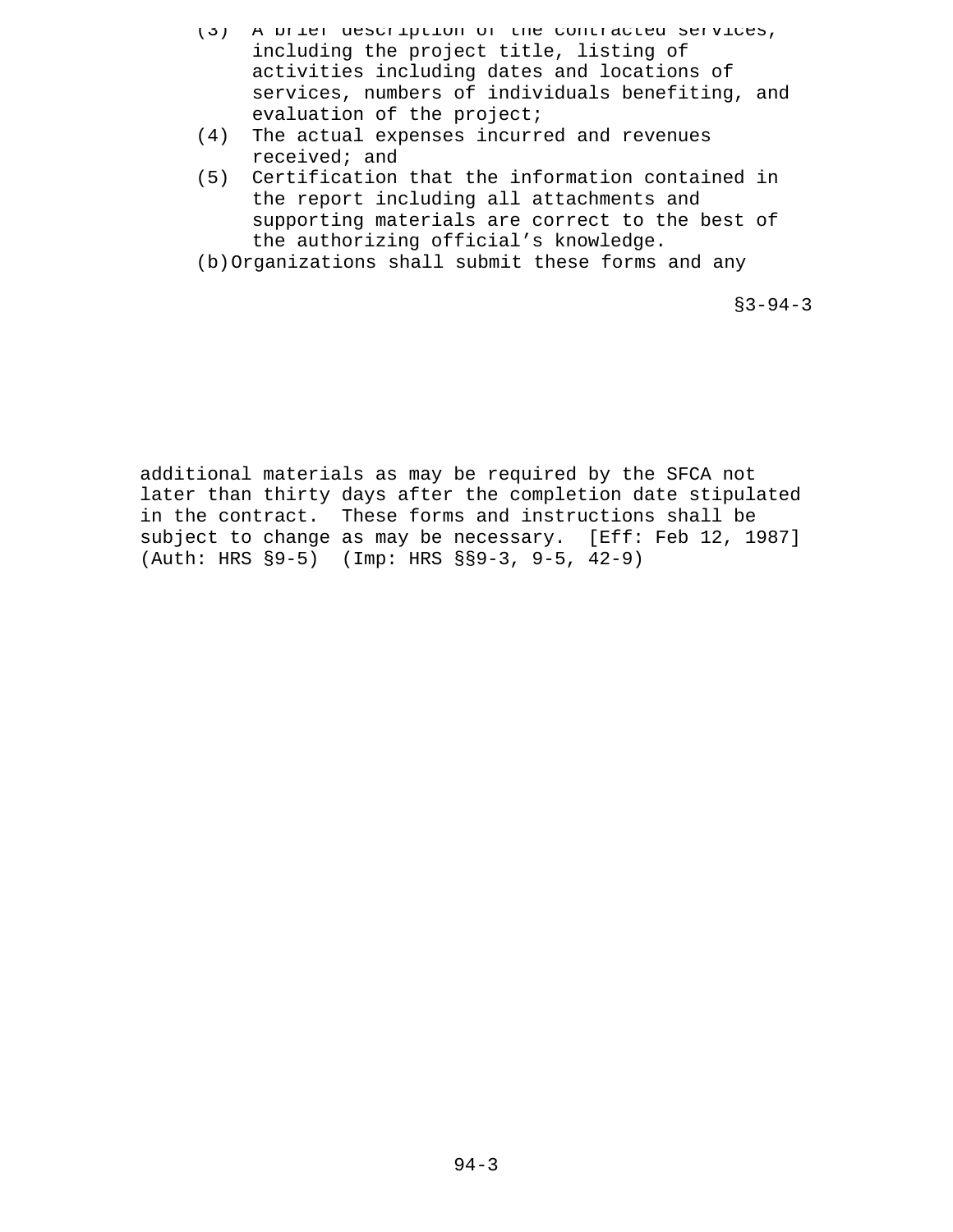(3) A brief description of the contracted services, including the project title, listing of activities including dates and locations of services, numbers of individuals benefiting, and evaluation of the project;
(4) The actual expenses incurred and revenues received; and
(5) Certification that the information contained in the report including all attachments and supporting materials are correct to the best of the authorizing official's knowledge.

(b) Organizations shall submit these forms and any additional materials as may be required by the SFCA not later than thirty days after the completion date stipulated in the contract. These forms and instructions shall be subject to change as may be necessary. [Eff: Feb 12, 1987] (Auth: HRS §9-5) (Imp: HRS §§9-3, 9-5, 42-9)